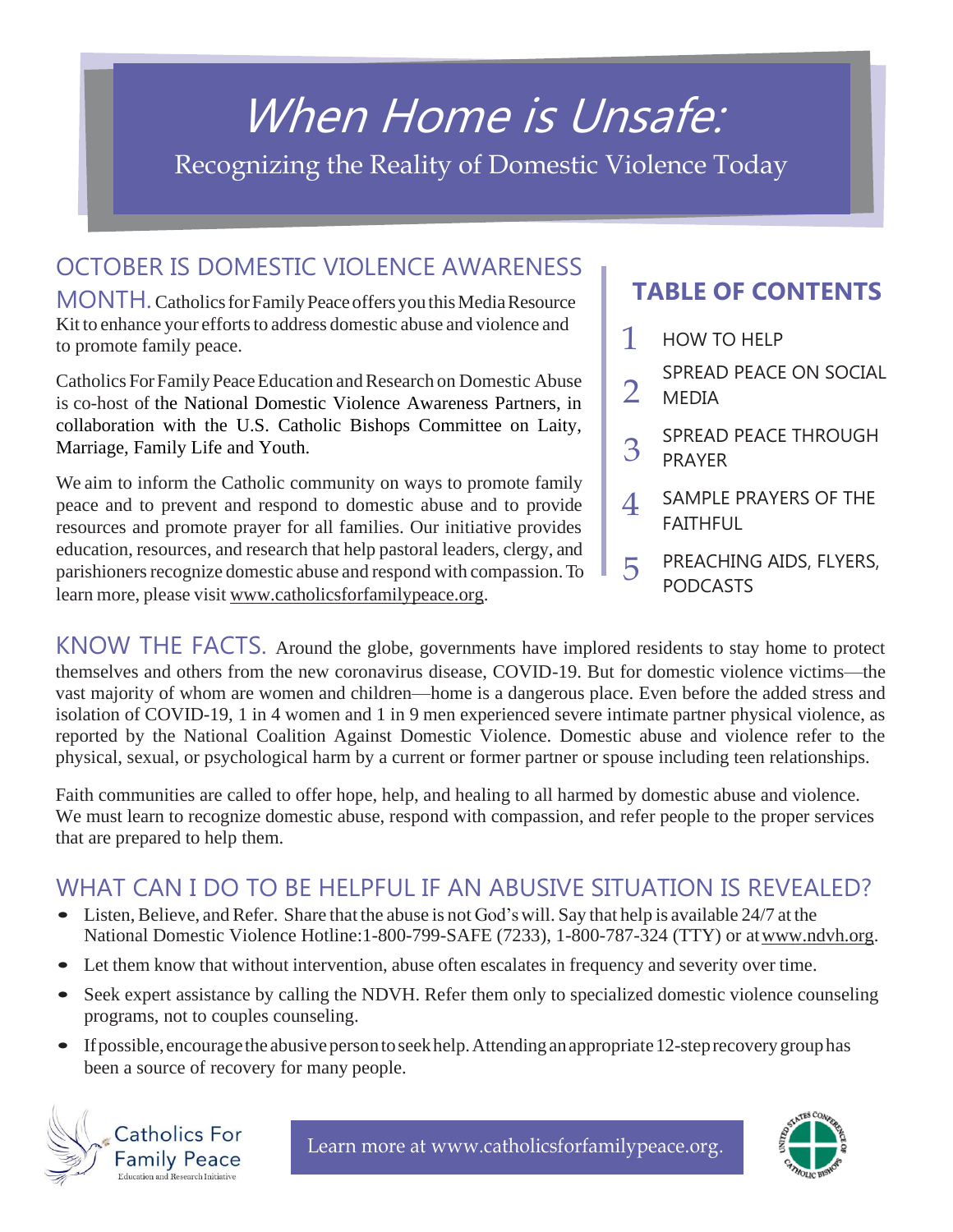# When Home is Unsafe:

Recognizing the Reality of Domestic Violence Today

## OCTOBER IS DOMESTIC VIOLENCE AWARENESS MONTH.

Catholics for Family Peace offers you this Media Resource Kit to enhance your efforts to address domestic abuse and violence and to promote family peace.

Catholics For Family Peace Education and Research on Domestic Abuse is co-host of the National Domestic Violence Awareness Partners, in collaboration with the U.S. Catholic Bishops Committee on Laity, Marriage, Family Life and Youth.

We aim to inform the Catholic community on ways to promote family peace and to prevent and respond to domestic abuse and to provide resources and promote prayer for all families. Our initiative provides education, resources, and research that help pastoral leaders, clergy, and parishioners recognize domestic abuse and respond with compassion. To learn more, please visit www.catholicsforfamilypeace.org.

## TABLE OF CONTENTS

1. HOW TO HELP
2. SPREAD PEACE ON SOCIAL MEDIA
3. SPREAD PEACE THROUGH PRAYER
4. SAMPLE PRAYERS OF THE FAITHFUL
5. PREACHING AIDS, FLYERS, PODCASTS

## KNOW THE FACTS.

Around the globe, governments have implored residents to stay home to protect themselves and others from the new coronavirus disease, COVID-19. But for domestic violence victims—the vast majority of whom are women and children—home is a dangerous place. Even before the added stress and isolation of COVID-19, 1 in 4 women and 1 in 9 men experienced severe intimate partner physical violence, as reported by the National Coalition Against Domestic Violence. Domestic abuse and violence refer to the physical, sexual, or psychological harm by a current or former partner or spouse including teen relationships.

Faith communities are called to offer hope, help, and healing to all harmed by domestic abuse and violence. We must learn to recognize domestic abuse, respond with compassion, and refer people to the proper services that are prepared to help them.

## WHAT CAN I DO TO BE HELPFUL IF AN ABUSIVE SITUATION IS REVEALED?

- Listen, Believe, and Refer. Share that the abuse is not God's will. Say that help is available 24/7 at the National Domestic Violence Hotline:1-800-799-SAFE (7233), 1-800-787-324 (TTY) or at www.ndvh.org.
- Let them know that without intervention, abuse often escalates in frequency and severity over time.
- Seek expert assistance by calling the NDVH. Refer them only to specialized domestic violence counseling programs, not to couples counseling.
- If possible, encourage the abusive person to seek help. Attending an appropriate 12-step recovery group has been a source of recovery for many people.

Catholics For Family Peace
Education and Research Initiative

Learn more at www.catholicsforfamilypeace.org.

United States Conference of Catholic Bishops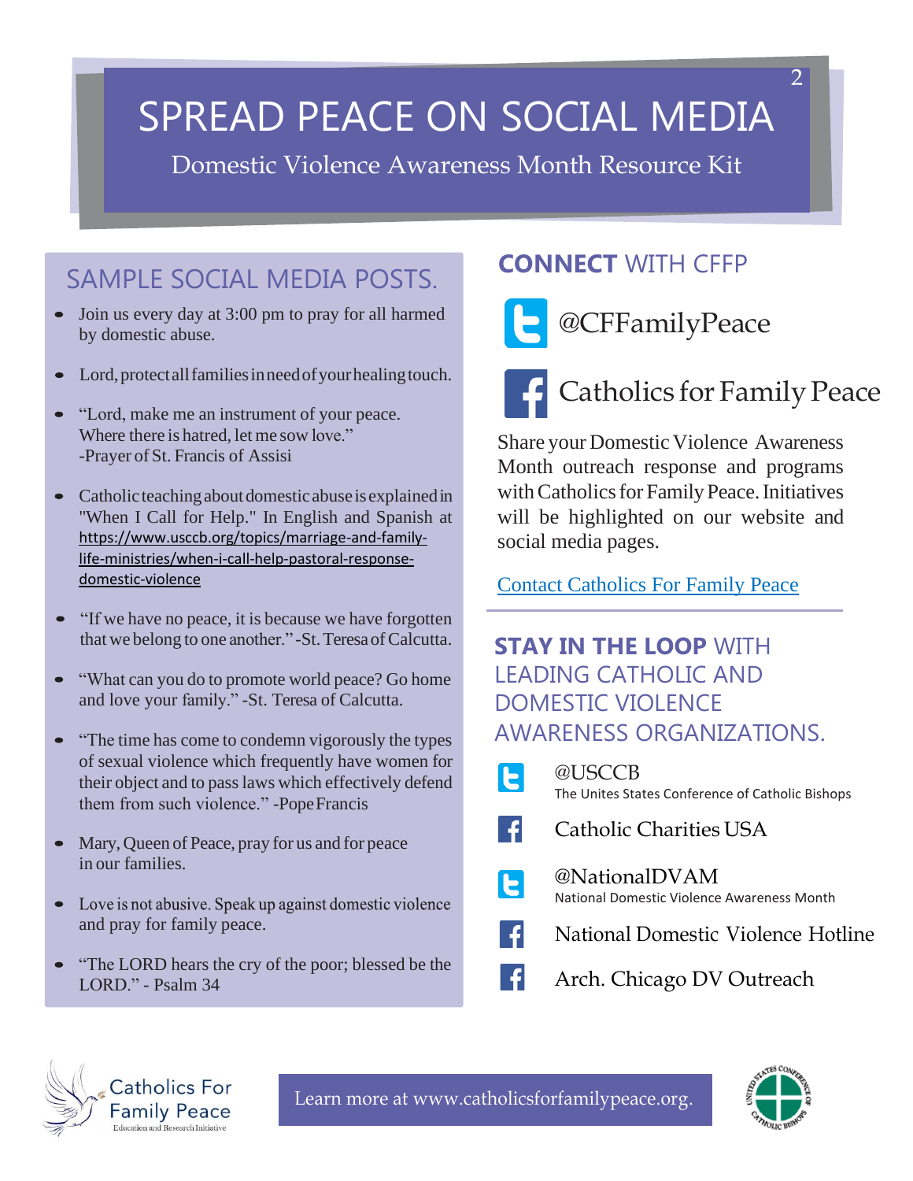# SPREAD PEACE ON SOCIAL MEDIA

Domestic Violence Awareness Month Resource Kit

## SAMPLE SOCIAL MEDIA POSTS.

- Join us every day at 3:00 pm to pray for all harmed by domestic abuse.
- Lord, protect all families in need of your healing touch.
- "Lord, make me an instrument of your peace. Where there is hatred, let me sow love." -Prayer of St. Francis of Assisi
- Catholic teaching about domestic abuse is explained in "When I Call for Help." In English and Spanish at https://www.usccb.org/topics/marriage-and-family-life-ministries/when-i-call-help-pastoral-response-domestic-violence
- "If we have no peace, it is because we have forgotten that we belong to one another." -St. Teresa of Calcutta.
- "What can you do to promote world peace? Go home and love your family." -St. Teresa of Calcutta.
- "The time has come to condemn vigorously the types of sexual violence which frequently have women for their object and to pass laws which effectively defend them from such violence." -Pope Francis
- Mary, Queen of Peace, pray for us and for peace in our families.
- Love is not abusive. Speak up against domestic violence and pray for family peace.
- "The LORD hears the cry of the poor; blessed be the LORD." - Psalm 34

## **CONNECT** WITH CFFP

@CFFamilyPeace

Catholics for Family Peace

Share your Domestic Violence Awareness Month outreach response and programs with Catholics for Family Peace. Initiatives will be highlighted on our website and social media pages.

Contact Catholics For Family Peace

## **STAY IN THE LOOP** WITH LEADING CATHOLIC AND DOMESTIC VIOLENCE AWARENESS ORGANIZATIONS.

- @USCCB
  The Unites States Conference of Catholic Bishops
- Catholic Charities USA
- @NationalDVAM
  National Domestic Violence Awareness Month
- National Domestic Violence Hotline
- Arch. Chicago DV Outreach

Catholics For Family Peace
Education and Research Initiative

Learn more at www.catholicsforfamilypeace.org.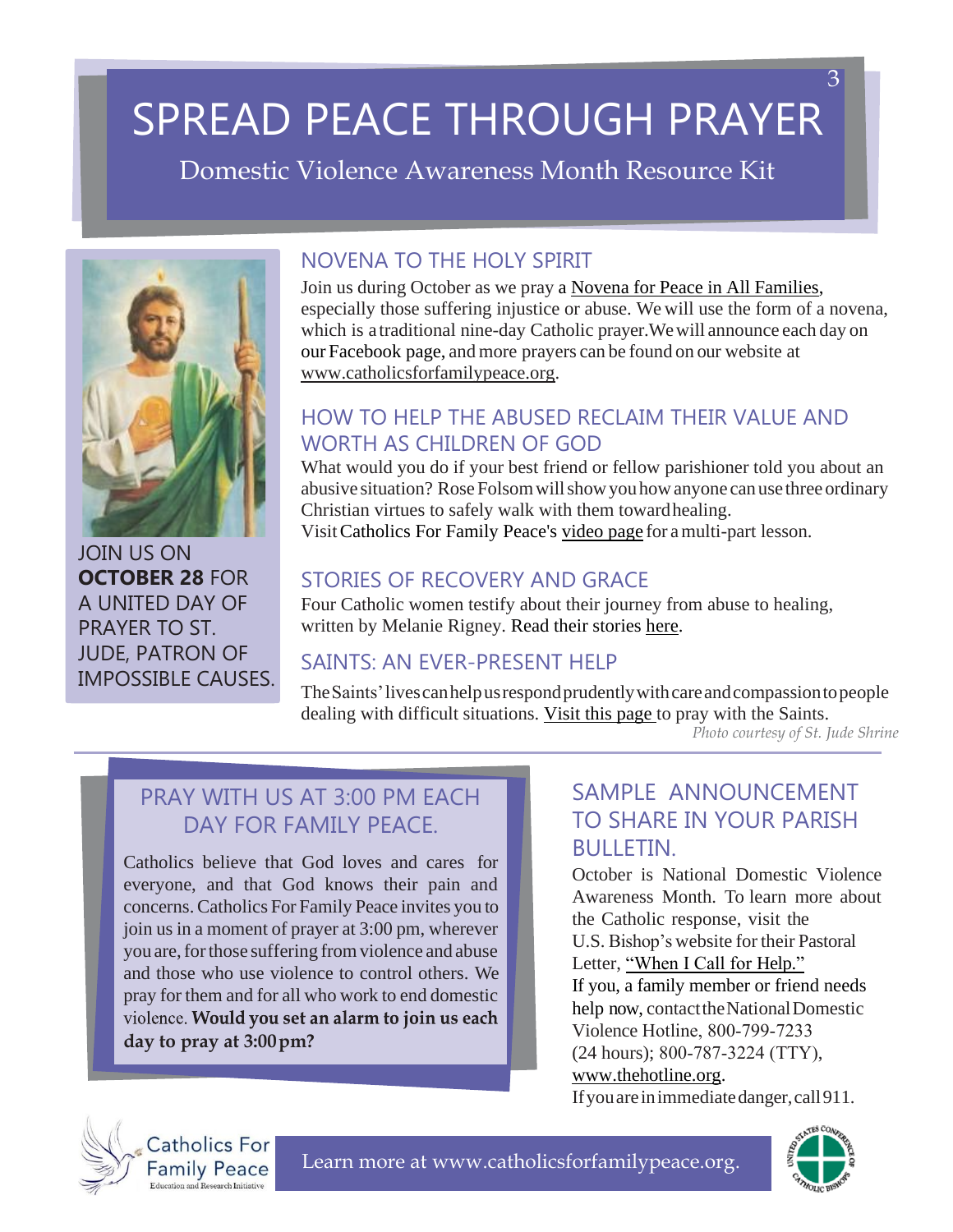# SPREAD PEACE THROUGH PRAYER

Domestic Violence Awareness Month Resource Kit

JOIN US ON **OCTOBER 28** FOR A UNITED DAY OF PRAYER TO ST. JUDE, PATRON OF IMPOSSIBLE CAUSES.

## NOVENA TO THE HOLY SPIRIT

Join us during October as we pray a Novena for Peace in All Families, especially those suffering injustice or abuse. We will use the form of a novena, which is a traditional nine-day Catholic prayer. We will announce each day on our Facebook page, and more prayers can be found on our website at www.catholicsforfamilypeace.org.

## HOW TO HELP THE ABUSED RECLAIM THEIR VALUE AND WORTH AS CHILDREN OF GOD

What would you do if your best friend or fellow parishioner told you about an abusive situation? Rose Folsom will show you how anyone can use three ordinary Christian virtues to safely walk with them toward healing.
Visit Catholics For Family Peace's video page for a multi-part lesson.

## STORIES OF RECOVERY AND GRACE

Four Catholic women testify about their journey from abuse to healing, written by Melanie Rigney. Read their stories here.

## SAINTS: AN EVER-PRESENT HELP

The Saints' lives can help us respond prudently with care and compassion to people dealing with difficult situations. Visit this page to pray with the Saints.

*Photo courtesy of St. Jude Shrine*

## PRAY WITH US AT 3:00 PM EACH DAY FOR FAMILY PEACE.

Catholics believe that God loves and cares for everyone, and that God knows their pain and concerns. Catholics For Family Peace invites you to join us in a moment of prayer at 3:00 pm, wherever you are, for those suffering from violence and abuse and those who use violence to control others. We pray for them and for all who work to end domestic violence. **Would you set an alarm to join us each day to pray at 3:00 pm?**

## SAMPLE ANNOUNCEMENT TO SHARE IN YOUR PARISH BULLETIN.

October is National Domestic Violence Awareness Month. To learn more about the Catholic response, visit the U.S. Bishop's website for their Pastoral Letter, "When I Call for Help."
If you, a family member or friend needs help now, contact the National Domestic Violence Hotline, 800-799-7233 (24 hours); 800-787-3224 (TTY), www.thehotline.org.
If you are in immediate danger, call 911.

Catholics For Family Peace
Education and Research Initiative

Learn more at www.catholicsforfamilypeace.org.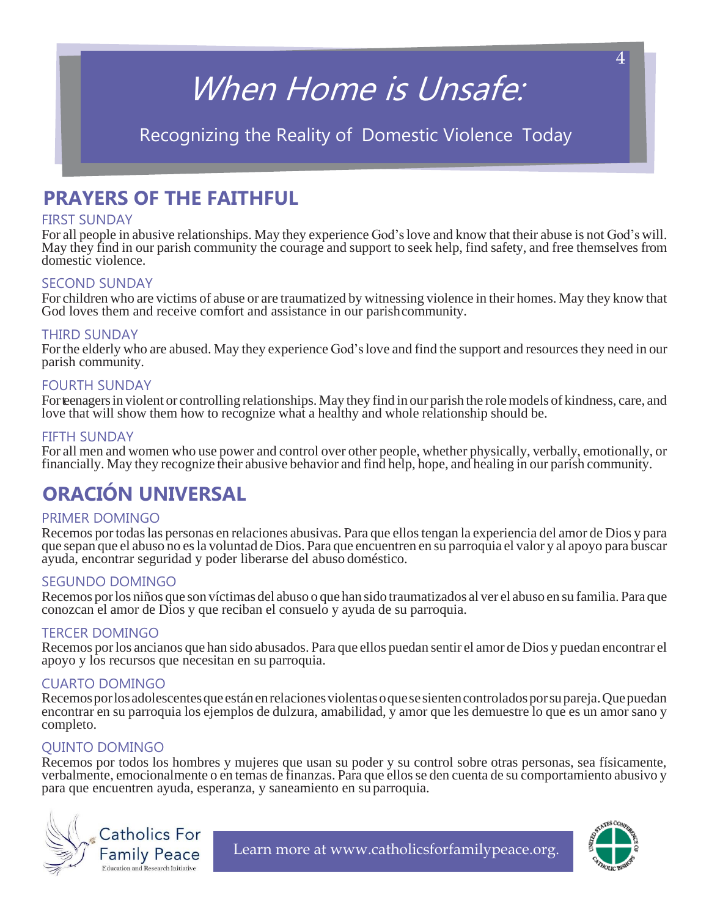# When Home is Unsafe:

Recognizing the Reality of Domestic Violence Today

## PRAYERS OF THE FAITHFUL

### FIRST SUNDAY

For all people in abusive relationships. May they experience God's love and know that their abuse is not God's will. May they find in our parish community the courage and support to seek help, find safety, and free themselves from domestic violence.

### SECOND SUNDAY

For children who are victims of abuse or are traumatized by witnessing violence in their homes. May they know that God loves them and receive comfort and assistance in our parish community.

### THIRD SUNDAY

For the elderly who are abused. May they experience God's love and find the support and resources they need in our parish community.

### FOURTH SUNDAY

For teenagers in violent or controlling relationships. May they find in our parish the role models of kindness, care, and love that will show them how to recognize what a healthy and whole relationship should be.

### FIFTH SUNDAY

For all men and women who use power and control over other people, whether physically, verbally, emotionally, or financially. May they recognize their abusive behavior and find help, hope, and healing in our parish community.

## ORACIÓN UNIVERSAL

### PRIMER DOMINGO

Recemos por todas las personas en relaciones abusivas. Para que ellos tengan la experiencia del amor de Dios y para que sepan que el abuso no es la voluntad de Dios. Para que encuentren en su parroquia el valor y al apoyo para buscar ayuda, encontrar seguridad y poder liberarse del abuso doméstico.

### SEGUNDO DOMINGO

Recemos por los niños que son víctimas del abuso o que han sido traumatizados al ver el abuso en su familia. Para que conozcan el amor de Dios y que reciban el consuelo y ayuda de su parroquia.

### TERCER DOMINGO

Recemos por los ancianos que han sido abusados. Para que ellos puedan sentir el amor de Dios y puedan encontrar el apoyo y los recursos que necesitan en su parroquia.

### CUARTO DOMINGO

Recemos por los adolescentes que están en relaciones violentas o que se sienten controlados por su pareja. Que puedan encontrar en su parroquia los ejemplos de dulzura, amabilidad, y amor que les demuestre lo que es un amor sano y completo.

### QUINTO DOMINGO

Recemos por todos los hombres y mujeres que usan su poder y su control sobre otras personas, sea físicamente, verbalmente, emocionalmente o en temas de finanzas. Para que ellos se den cuenta de su comportamiento abusivo y para que encuentren ayuda, esperanza, y saneamiento en su parroquia.

Catholics For Family Peace
Education and Research Initiative

Learn more at www.catholicsforfamilypeace.org.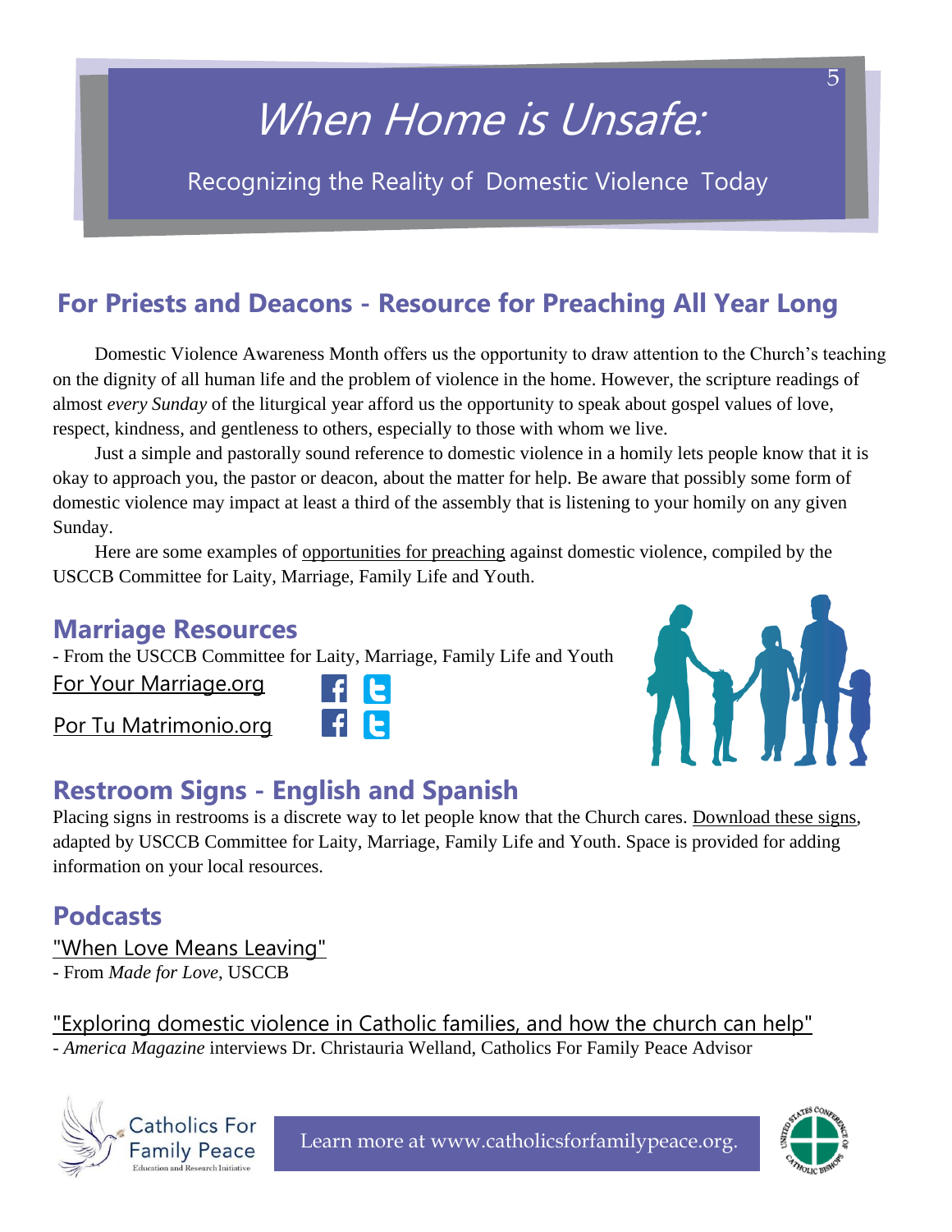# When Home is Unsafe:

Recognizing the Reality of Domestic Violence Today

## For Priests and Deacons - Resource for Preaching All Year Long

Domestic Violence Awareness Month offers us the opportunity to draw attention to the Church's teaching on the dignity of all human life and the problem of violence in the home. However, the scripture readings of almost *every Sunday* of the liturgical year afford us the opportunity to speak about gospel values of love, respect, kindness, and gentleness to others, especially to those with whom we live.

Just a simple and pastorally sound reference to domestic violence in a homily lets people know that it is okay to approach you, the pastor or deacon, about the matter for help. Be aware that possibly some form of domestic violence may impact at least a third of the assembly that is listening to your homily on any given Sunday.

Here are some examples of opportunities for preaching against domestic violence, compiled by the USCCB Committee for Laity, Marriage, Family Life and Youth.

## Marriage Resources

- From the USCCB Committee for Laity, Marriage, Family Life and Youth

For Your Marriage.org

Por Tu Matrimonio.org

## Restroom Signs - English and Spanish

Placing signs in restrooms is a discrete way to let people know that the Church cares. Download these signs, adapted by USCCB Committee for Laity, Marriage, Family Life and Youth. Space is provided for adding information on your local resources.

## Podcasts

"When Love Means Leaving"

- From *Made for Love*, USCCB

"Exploring domestic violence in Catholic families, and how the church can help"

- *America Magazine* interviews Dr. Christauria Welland, Catholics For Family Peace Advisor

Catholics For Family Peace
Education and Research Initiative

Learn more at www.catholicsforfamilypeace.org.